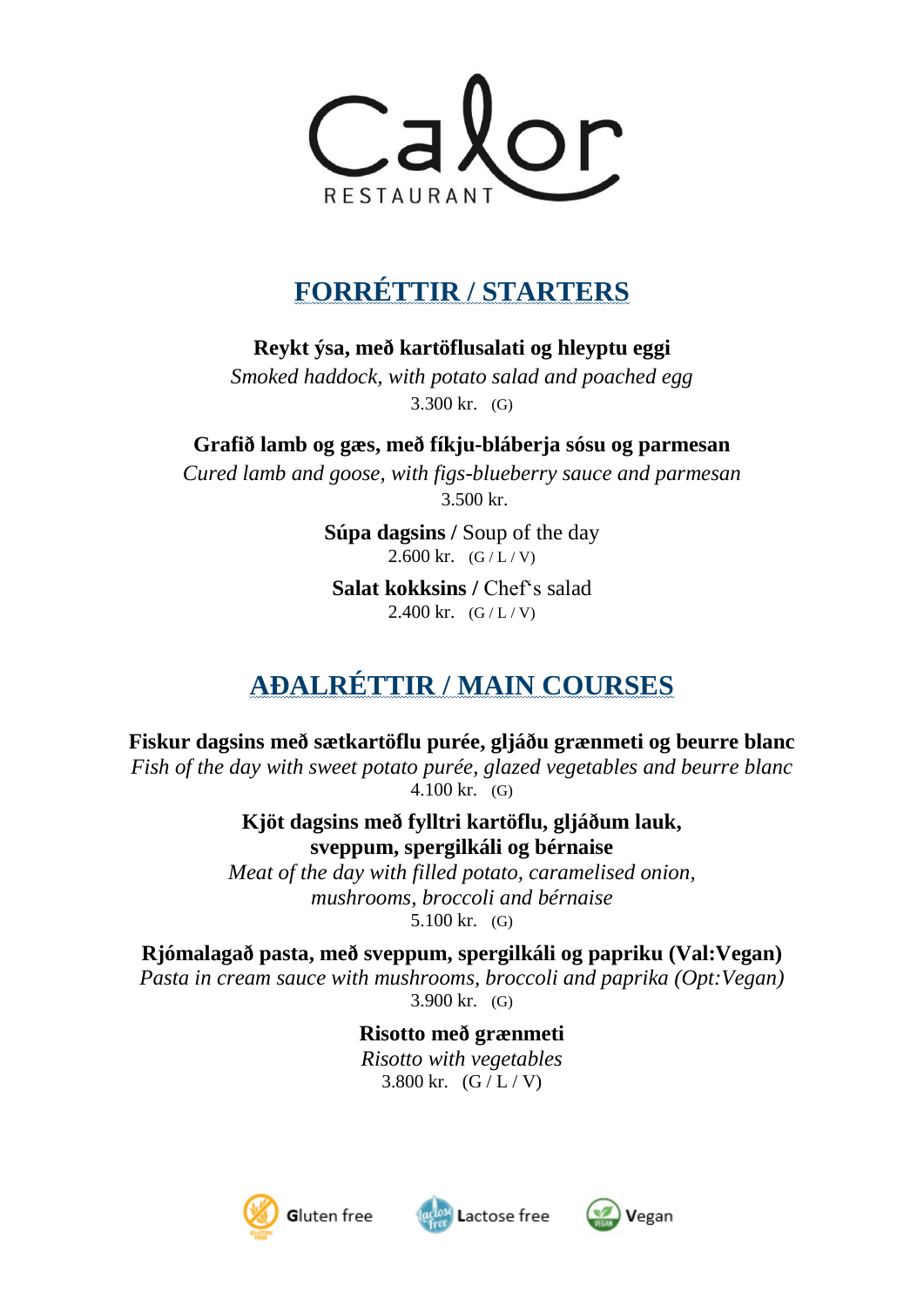# Calor

RESTAURANT

## FORRÉTTIR / STARTERS

**Reykt ýsa, með kartöflusalati og hleyptu eggi**
*Smoked haddock, with potato salad and poached egg*
3.300 kr. (G)

**Grafið lamb og gæs, með fíkju-bláberja sósu og parmesan**
*Cured lamb and goose, with figs-blueberry sauce and parmesan*
3.500 kr.

**Súpa dagsins /** Soup of the day
2.600 kr. (G / L / V)

**Salat kokksins /** Chef`s salad
2.400 kr. (G / L / V)

## AÐALRÉTTIR / MAIN COURSES

**Fiskur dagsins með sætkartöflu purée, gljáðu grænmeti og beurre blanc**
*Fish of the day with sweet potato purée, glazed vegetables and beurre blanc*
4.100 kr. (G)

**Kjöt dagsins með fylltri kartöflu, gljáðum lauk, sveppum, spergilkáli og bérnaise**
*Meat of the day with filled potato, caramelised onion, mushrooms, broccoli and bérnaise*
5.100 kr. (G)

**Rjómalagað pasta, með sveppum, spergilkáli og papriku (Val:Vegan)**
*Pasta in cream sauce with mushrooms, broccoli and paprika (Opt:Vegan)*
3.900 kr. (G)

**Risotto með grænmeti**
*Risotto with vegetables*
3.800 kr. (G / L / V)

Gluten free Lactose free Vegan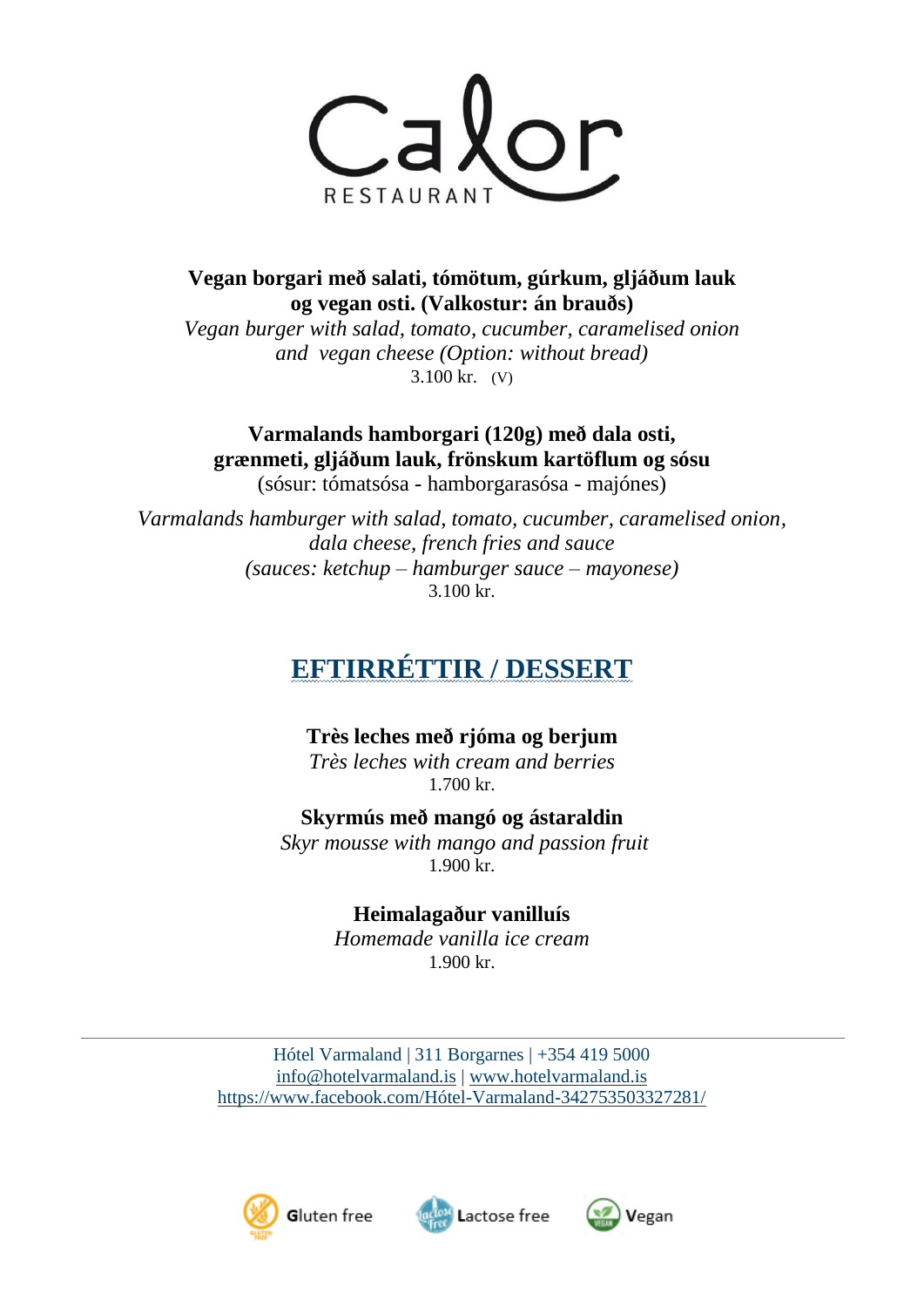Calor
RESTAURANT

**Vegan borgari með salati, tómötum, gúrkum, gljáðum lauk og vegan osti. (Valkostur: án brauðs)**
*Vegan burger with salad, tomato, cucumber, caramelised onion and vegan cheese (Option: without bread)*
3.100 kr. (V)

**Varmalands hamborgari (120g) með dala osti, grænmeti, gljáðum lauk, frönskum kartöflum og sósu**
(sósur: tómatsósa - hamborgarasósa - majónes)

*Varmalands hamburger with salad, tomato, cucumber, caramelised onion, dala cheese, french fries and sauce (sauces: ketchup – hamburger sauce – mayonese)*
3.100 kr.

## EFTIRRÉTTIR / DESSERT

**Très leches með rjóma og berjum**
*Très leches with cream and berries*
1.700 kr.

**Skyrmús með mangó og ástaraldin**
*Skyr mousse with mango and passion fruit*
1.900 kr.

**Heimalagaður vanilluís**
*Homemade vanilla ice cream*
1.900 kr.

---

Hótel Varmaland | 311 Borgarnes | +354 419 5000
info@hotelvarmaland.is | www.hotelvarmaland.is
https://www.facebook.com/Hótel-Varmaland-342753503327281/

Gluten free Lactose free Vegan